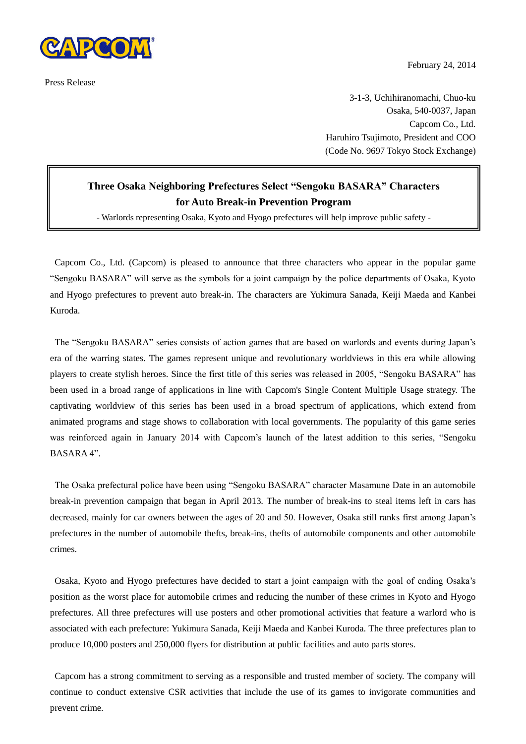CAPCOM

February 24, 2014

Press Release

3-1-3, Uchihiranomachi, Chuo-ku
Osaka, 540-0037, Japan
Capcom Co., Ltd.
Haruhiro Tsujimoto, President and COO
(Code No. 9697 Tokyo Stock Exchange)

# Three Osaka Neighboring Prefectures Select "Sengoku BASARA" Characters for Auto Break-in Prevention Program

- Warlords representing Osaka, Kyoto and Hyogo prefectures will help improve public safety -

Capcom Co., Ltd. (Capcom) is pleased to announce that three characters who appear in the popular game "Sengoku BASARA" will serve as the symbols for a joint campaign by the police departments of Osaka, Kyoto and Hyogo prefectures to prevent auto break-in. The characters are Yukimura Sanada, Keiji Maeda and Kanbei Kuroda.

The "Sengoku BASARA" series consists of action games that are based on warlords and events during Japan's era of the warring states. The games represent unique and revolutionary worldviews in this era while allowing players to create stylish heroes. Since the first title of this series was released in 2005, "Sengoku BASARA" has been used in a broad range of applications in line with Capcom's Single Content Multiple Usage strategy. The captivating worldview of this series has been used in a broad spectrum of applications, which extend from animated programs and stage shows to collaboration with local governments. The popularity of this game series was reinforced again in January 2014 with Capcom's launch of the latest addition to this series, "Sengoku BASARA 4".

The Osaka prefectural police have been using "Sengoku BASARA" character Masamune Date in an automobile break-in prevention campaign that began in April 2013. The number of break-ins to steal items left in cars has decreased, mainly for car owners between the ages of 20 and 50. However, Osaka still ranks first among Japan's prefectures in the number of automobile thefts, break-ins, thefts of automobile components and other automobile crimes.

Osaka, Kyoto and Hyogo prefectures have decided to start a joint campaign with the goal of ending Osaka's position as the worst place for automobile crimes and reducing the number of these crimes in Kyoto and Hyogo prefectures. All three prefectures will use posters and other promotional activities that feature a warlord who is associated with each prefecture: Yukimura Sanada, Keiji Maeda and Kanbei Kuroda. The three prefectures plan to produce 10,000 posters and 250,000 flyers for distribution at public facilities and auto parts stores.

Capcom has a strong commitment to serving as a responsible and trusted member of society. The company will continue to conduct extensive CSR activities that include the use of its games to invigorate communities and prevent crime.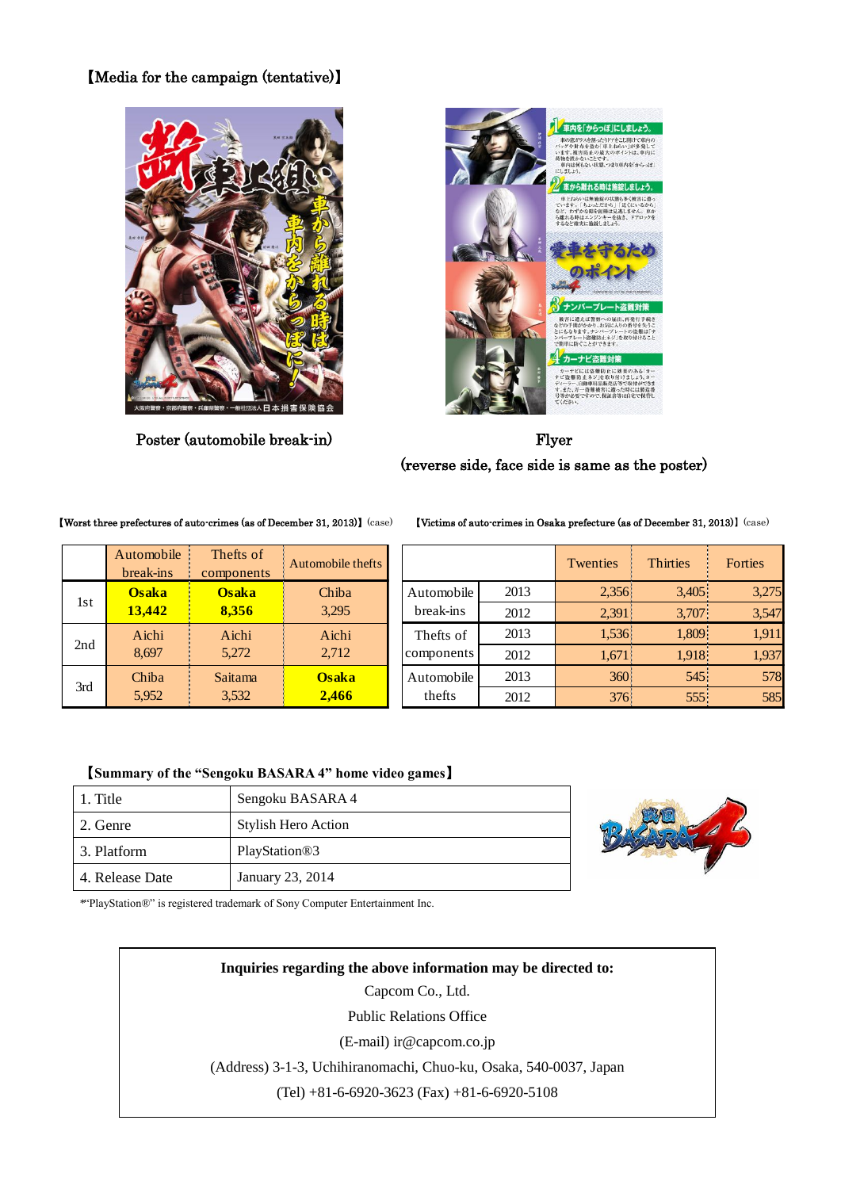【Media for the campaign (tentative)】

Poster (automobile break-in)

Flyer
(reverse side, face side is same as the poster)

【Worst three prefectures of auto-crimes (as of December 31, 2013)】(case)

| | Automobile break-ins | Thefts of components | Automobile thefts |
|---|---|---|---|
| 1st | **Osaka 13,442** | **Osaka 8,356** | Chiba 3,295 |
| 2nd | Aichi 8,697 | Aichi 5,272 | Aichi 2,712 |
| 3rd | Chiba 5,952 | Saitama 3,532 | **Osaka 2,466** |

【Victims of auto-crimes in Osaka prefecture (as of December 31, 2013)】(case)

| | | Twenties | Thirties | Forties |
|---|---|---|---|---|
| Automobile break-ins | 2013 | 2,356 | 3,405 | 3,275 |
| | 2012 | 2,391 | 3,707 | 3,547 |
| Thefts of components | 2013 | 1,536 | 1,809 | 1,911 |
| | 2012 | 1,671 | 1,918 | 1,937 |
| Automobile thefts | 2013 | 360 | 545 | 578 |
| | 2012 | 376 | 555 | 585 |

**【Summary of the "Sengoku BASARA 4" home video games】**

| | |
|---|---|
| 1. Title | Sengoku BASARA 4 |
| 2. Genre | Stylish Hero Action |
| 3. Platform | PlayStation®3 |
| 4. Release Date | January 23, 2014 |

*"PlayStation®" is registered trademark of Sony Computer Entertainment Inc.

**Inquiries regarding the above information may be directed to:**
Capcom Co., Ltd.
Public Relations Office
(E-mail) ir@capcom.co.jp
(Address) 3-1-3, Uchihiranomachi, Chuo-ku, Osaka, 540-0037, Japan
(Tel) +81-6-6920-3623 (Fax) +81-6-6920-5108